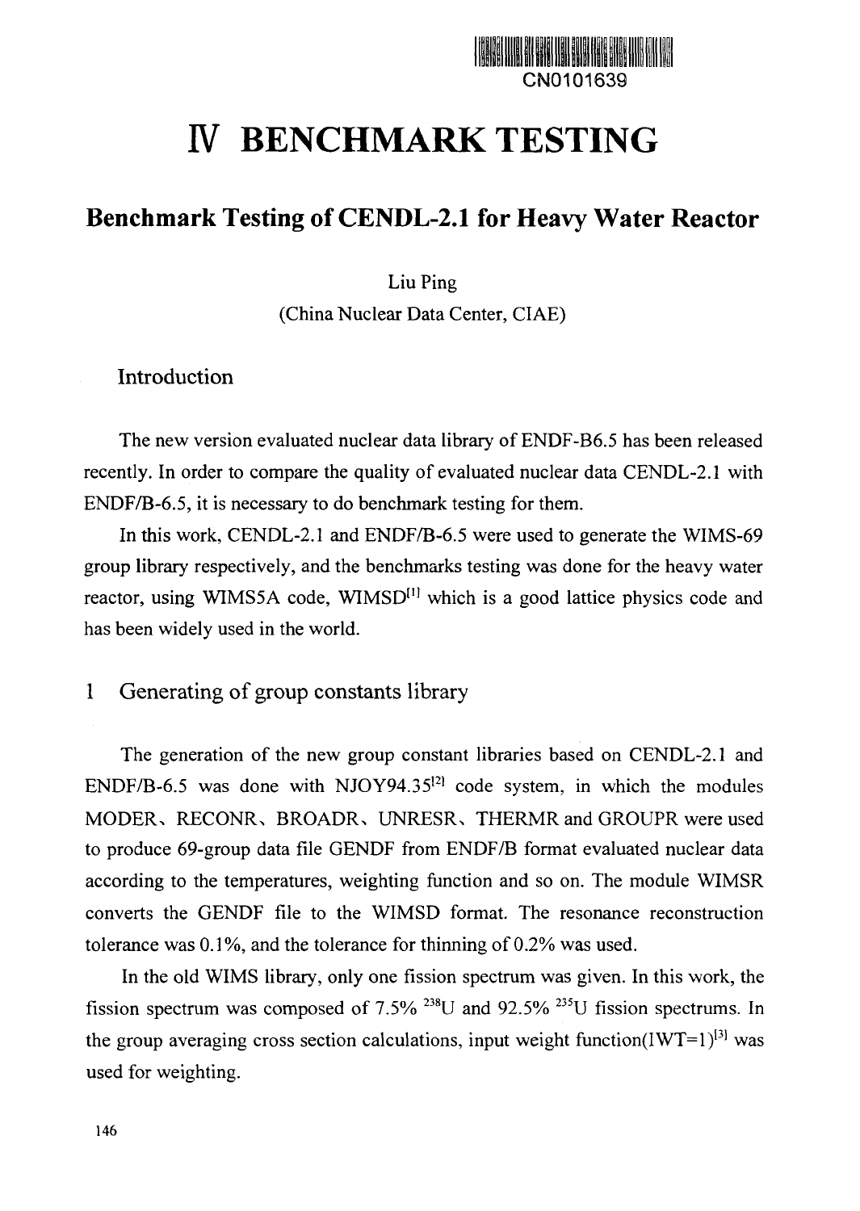CN0101639

# Ⅳ BENCHMARK TESTING

## Benchmark Testing of CENDL-2.1 for Heavy Water Reactor

Liu Ping

(China Nuclear Data Center, CIAE)

### Introduction

The new version evaluated nuclear data library of ENDF-B6.5 has been released recently. In order to compare the quality of evaluated nuclear data CENDL-2.1 with ENDF/B-6.5, it is necessary to do benchmark testing for them.

In this work, CENDL-2.1 and ENDF/B-6.5 were used to generate the WIMS-69 group library respectively, and the benchmarks testing was done for the heavy water reactor, using WIMS5A code, WIMSD[1] which is a good lattice physics code and has been widely used in the world.

### 1 Generating of group constants library

The generation of the new group constant libraries based on CENDL-2.1 and ENDF/B-6.5 was done with NJOY94.35[2] code system, in which the modules MODER、RECONR、BROADR、UNRESR、THERMR and GROUPR were used to produce 69-group data file GENDF from ENDF/B format evaluated nuclear data according to the temperatures, weighting function and so on. The module WIMSR converts the GENDF file to the WIMSD format. The resonance reconstruction tolerance was 0.1%, and the tolerance for thinning of 0.2% was used.

In the old WIMS library, only one fission spectrum was given. In this work, the fission spectrum was composed of 7.5% $^{238}U$ and 92.5% $^{235}U$ fission spectrums. In the group averaging cross section calculations, input weight function(IWT=1)[3] was used for weighting.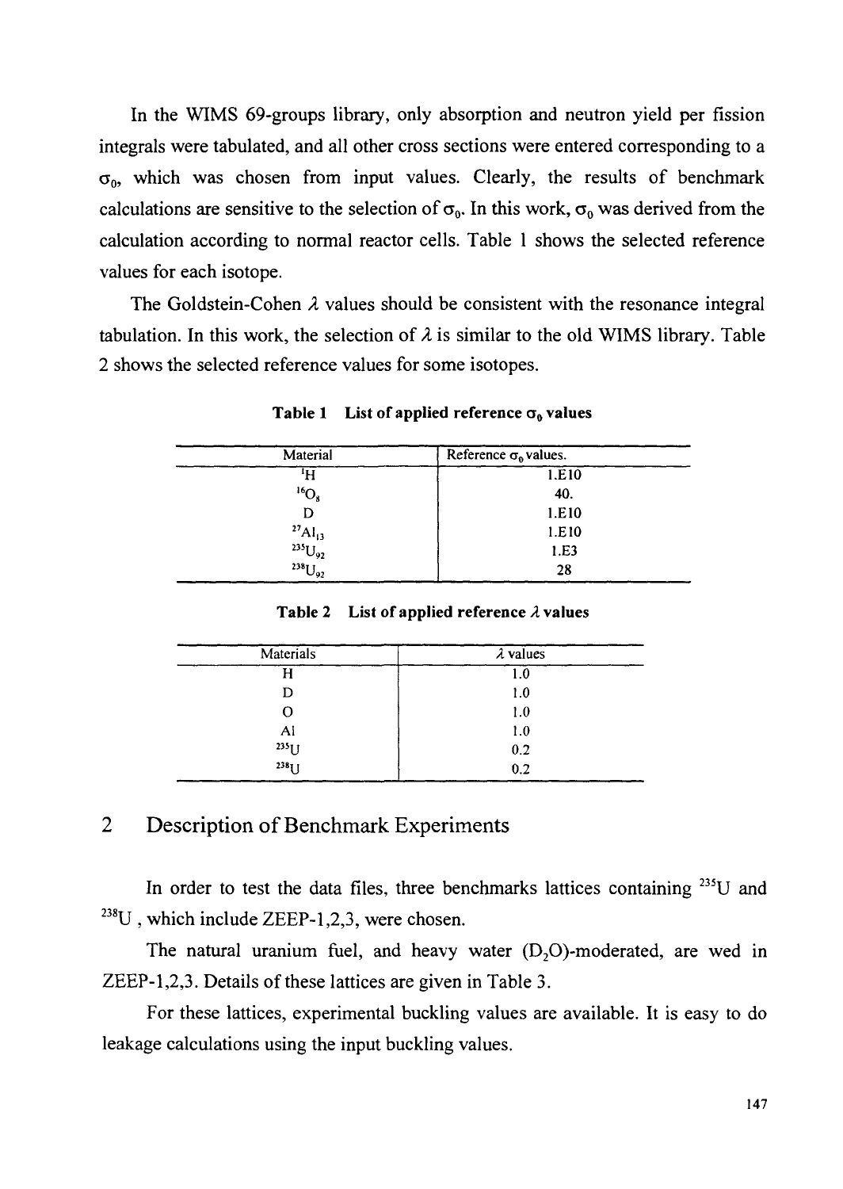In the WIMS 69-groups library, only absorption and neutron yield per fission integrals were tabulated, and all other cross sections were entered corresponding to a $\sigma_0$, which was chosen from input values. Clearly, the results of benchmark calculations are sensitive to the selection of $\sigma_0$. In this work, $\sigma_0$ was derived from the calculation according to normal reactor cells. Table 1 shows the selected reference values for each isotope.

The Goldstein-Cohen $\lambda$ values should be consistent with the resonance integral tabulation. In this work, the selection of $\lambda$ is similar to the old WIMS library. Table 2 shows the selected reference values for some isotopes.

**Table 1 List of applied reference $\sigma_0$ values**

| Material | Reference $\sigma_0$ values. |
|---|---|
| $^{1}H$ | 1.E10 |
| $^{16}O_8$ | 40. |
| D | 1.E10 |
| $^{27}Al_{13}$ | 1.E10 |
| $^{235}U_{92}$ | 1.E3 |
| $^{238}U_{92}$ | 28 |

**Table 2 List of applied reference $\lambda$ values**

| Materials | $\lambda$ values |
|---|---|
| H | 1.0 |
| D | 1.0 |
| O | 1.0 |
| Al | 1.0 |
| $^{235}U$ | 0.2 |
| $^{238}U$ | 0.2 |

## 2 Description of Benchmark Experiments

In order to test the data files, three benchmarks lattices containing $^{235}U$ and $^{238}U$ , which include ZEEP-1,2,3, were chosen.

The natural uranium fuel, and heavy water ($D_2O$)-moderated, are wed in ZEEP-1,2,3. Details of these lattices are given in Table 3.

For these lattices, experimental buckling values are available. It is easy to do leakage calculations using the input buckling values.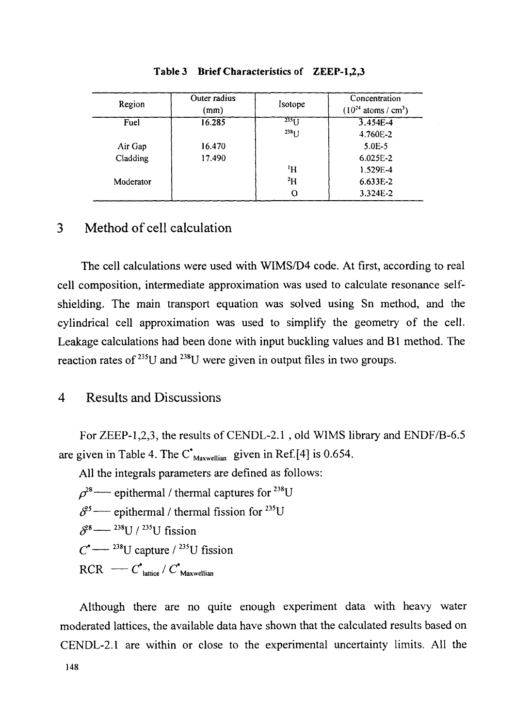**Table 3 Brief Characteristics of ZEEP-1,2,3**

| Region | Outer radius (mm) | Isotope | Concentration ($10^{24}$ atoms / cm$^3$) |
|---|---|---|---|
| Fuel | 16.285 | $^{235}U$ | 3.454E-4 |
| | | $^{238}U$ | 4.760E-2 |
| Air Gap | 16.470 | | 5.0E-5 |
| Cladding | 17.490 | | 6.025E-2 |
| | | $^{1}H$ | 1.529E-4 |
| Moderator | | $^{2}H$ | 6.633E-2 |
| | | O | 3.324E-2 |

## 3 Method of cell calculation

The cell calculations were used with WIMS/D4 code. At first, according to real cell composition, intermediate approximation was used to calculate resonance self-shielding. The main transport equation was solved using Sn method, and the cylindrical cell approximation was used to simplify the geometry of the cell. Leakage calculations had been done with input buckling values and B1 method. The reaction rates of $^{235}U$ and $^{238}U$ were given in output files in two groups.

## 4 Results and Discussions

For ZEEP-1,2,3, the results of CENDL-2.1 , old WIMS library and ENDF/B-6.5 are given in Table 4. The $C^{*}_{Maxwellian}$ given in Ref.[4] is 0.654.

All the integrals parameters are defined as follows:

$\rho^{28}$— epithermal / thermal captures for $^{238}U$

$\delta^{25}$— epithermal / thermal fission for $^{235}U$

$\delta^{28}$— $^{238}U$ / $^{235}U$ fission

$C^{*}$— $^{238}U$ capture / $^{235}U$ fission

RCR — $C^{*}_{lattice}$ / $C^{*}_{Maxwellian}$

Although there are no quite enough experiment data with heavy water moderated lattices, the available data have shown that the calculated results based on CENDL-2.1 are within or close to the experimental uncertainty limits. All the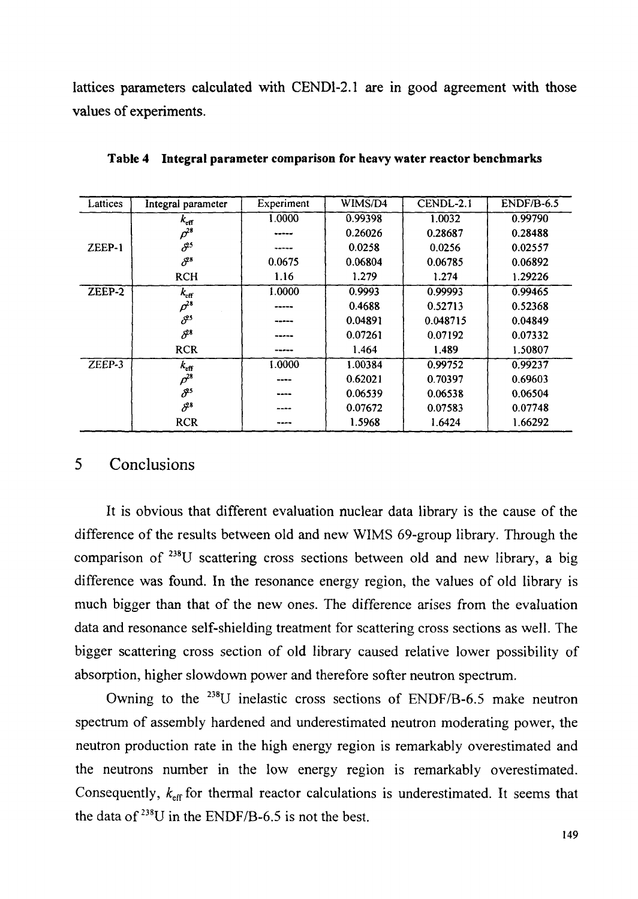lattices parameters calculated with CENDl-2.1 are in good agreement with those values of experiments.

**Table 4 Integral parameter comparison for heavy water reactor benchmarks**

| Lattices | Integral parameter | Experiment | WIMS/D4 | CENDL-2.1 | ENDF/B-6.5 |
|---|---|---|---|---|---|
| ZEEP-1 | $k_{eff}$ | 1.0000 | 0.99398 | 1.0032 | 0.99790 |
| | $\rho^{28}$ | ----- | 0.26026 | 0.28687 | 0.28488 |
| | $\delta^{25}$ | ----- | 0.0258 | 0.0256 | 0.02557 |
| | $\delta^{28}$ | 0.0675 | 0.06804 | 0.06785 | 0.06892 |
| | RCH | 1.16 | 1.279 | 1.274 | 1.29226 |
| ZEEP-2 | $k_{eff}$ | 1.0000 | 0.9993 | 0.99993 | 0.99465 |
| | $\rho^{28}$ | ----- | 0.4688 | 0.52713 | 0.52368 |
| | $\delta^{25}$ | ----- | 0.04891 | 0.048715 | 0.04849 |
| | $\delta^{28}$ | ----- | 0.07261 | 0.07192 | 0.07332 |
| | RCR | ----- | 1.464 | 1.489 | 1.50807 |
| ZEEP-3 | $k_{eff}$ | 1.0000 | 1.00384 | 0.99752 | 0.99237 |
| | $\rho^{28}$ | ---- | 0.62021 | 0.70397 | 0.69603 |
| | $\delta^{25}$ | ---- | 0.06539 | 0.06538 | 0.06504 |
| | $\delta^{28}$ | ---- | 0.07672 | 0.07583 | 0.07748 |
| | RCR | ---- | 1.5968 | 1.6424 | 1.66292 |

## 5 Conclusions

It is obvious that different evaluation nuclear data library is the cause of the difference of the results between old and new WIMS 69-group library. Through the comparison of $^{238}$U scattering cross sections between old and new library, a big difference was found. In the resonance energy region, the values of old library is much bigger than that of the new ones. The difference arises from the evaluation data and resonance self-shielding treatment for scattering cross sections as well. The bigger scattering cross section of old library caused relative lower possibility of absorption, higher slowdown power and therefore softer neutron spectrum.

Owning to the $^{238}$U inelastic cross sections of ENDF/B-6.5 make neutron spectrum of assembly hardened and underestimated neutron moderating power, the neutron production rate in the high energy region is remarkably overestimated and the neutrons number in the low energy region is remarkably overestimated. Consequently, $k_{eff}$ for thermal reactor calculations is underestimated. It seems that the data of $^{238}$U in the ENDF/B-6.5 is not the best.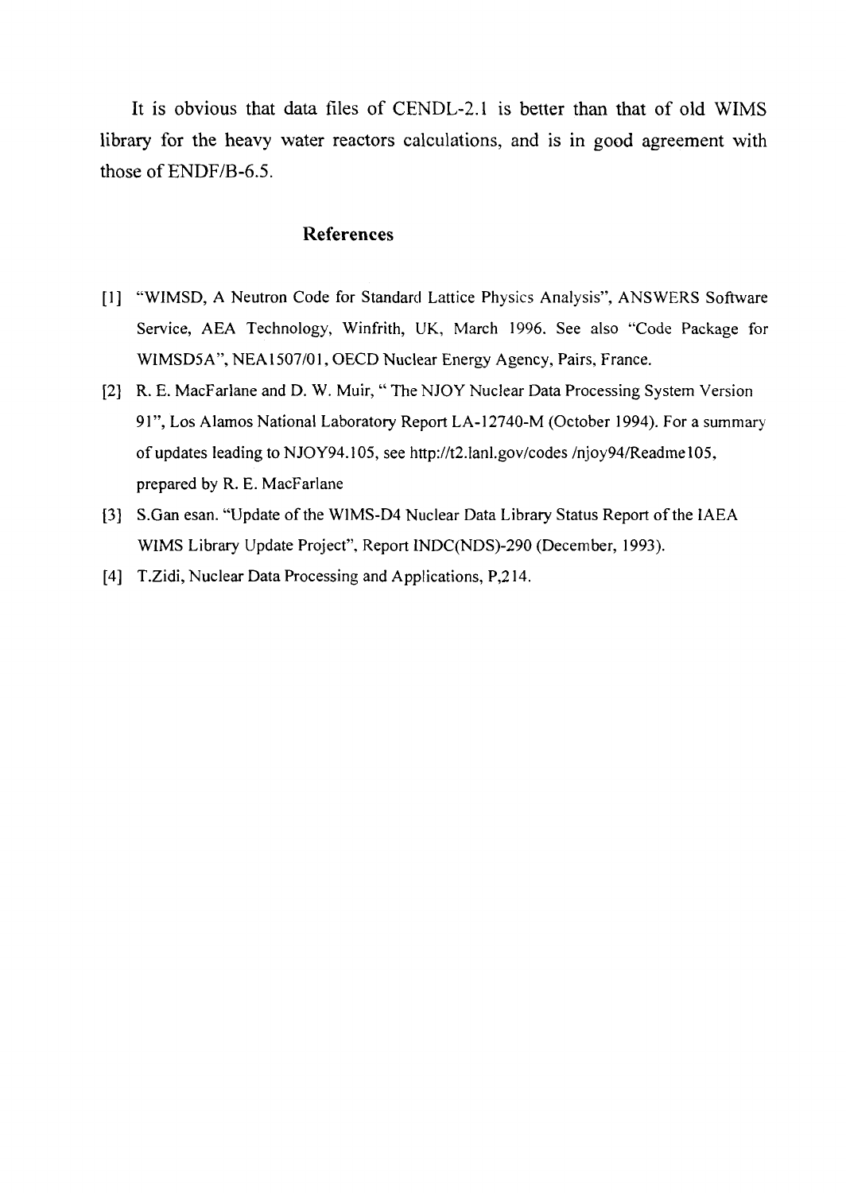It is obvious that data files of CENDL-2.1 is better than that of old WIMS library for the heavy water reactors calculations, and is in good agreement with those of ENDF/B-6.5.

## References

[1] "WIMSD, A Neutron Code for Standard Lattice Physics Analysis", ANSWERS Software Service, AEA Technology, Winfrith, UK, March 1996. See also "Code Package for WIMSD5A", NEA1507/01, OECD Nuclear Energy Agency, Pairs, France.

[2] R. E. MacFarlane and D. W. Muir, " The NJOY Nuclear Data Processing System Version 91", Los Alamos National Laboratory Report LA-12740-M (October 1994). For a summary of updates leading to NJOY94.105, see http://t2.lanl.gov/codes /njoy94/Readme105, prepared by R. E. MacFarlane

[3] S.Gan esan. "Update of the WIMS-D4 Nuclear Data Library Status Report of the IAEA WIMS Library Update Project", Report INDC(NDS)-290 (December, 1993).

[4] T.Zidi, Nuclear Data Processing and Applications, P,214.